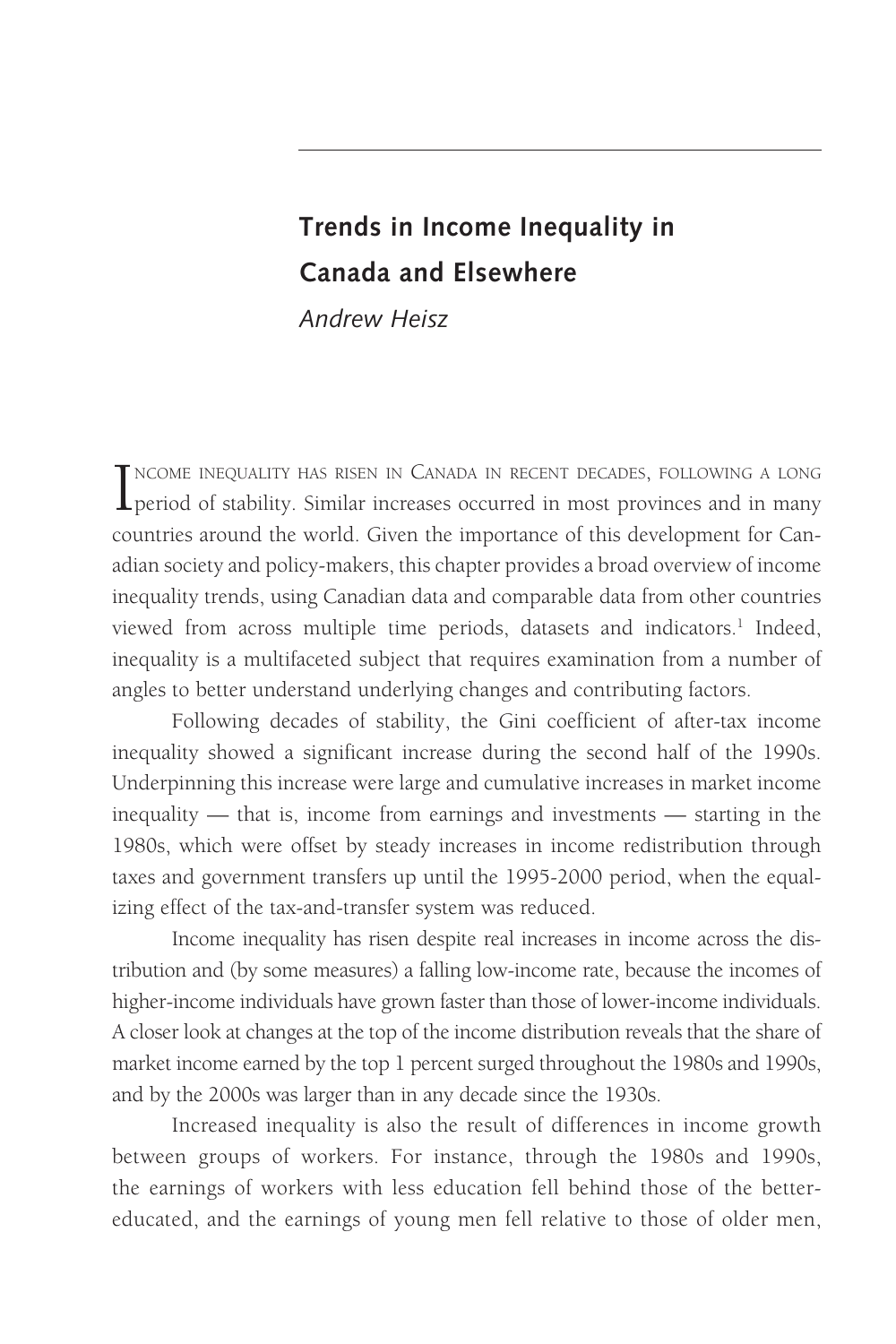# Trends in Income Inequality in Canada and Elsewhere

*Andrew Heisz*

INCOME INEQUALITY HAS RISEN IN CANADA IN RECENT DECADES, FOLLOWING A LONG period of stability. Similar increases occurred in most provinces and in many countries around the world. Given the importance of this development for Canadian society and policy-makers, this chapter provides a broad overview of income inequality trends, using Canadian data and comparable data from other countries viewed from across multiple time periods, datasets and indicators.[1] Indeed, inequality is a multifaceted subject that requires examination from a number of angles to better understand underlying changes and contributing factors.

Following decades of stability, the Gini coefficient of after-tax income inequality showed a significant increase during the second half of the 1990s. Underpinning this increase were large and cumulative increases in market income inequality — that is, income from earnings and investments — starting in the 1980s, which were offset by steady increases in income redistribution through taxes and government transfers up until the 1995-2000 period, when the equalizing effect of the tax-and-transfer system was reduced.

Income inequality has risen despite real increases in income across the distribution and (by some measures) a falling low-income rate, because the incomes of higher-income individuals have grown faster than those of lower-income individuals. A closer look at changes at the top of the income distribution reveals that the share of market income earned by the top 1 percent surged throughout the 1980s and 1990s, and by the 2000s was larger than in any decade since the 1930s.

Increased inequality is also the result of differences in income growth between groups of workers. For instance, through the 1980s and 1990s, the earnings of workers with less education fell behind those of the better-educated, and the earnings of young men fell relative to those of older men,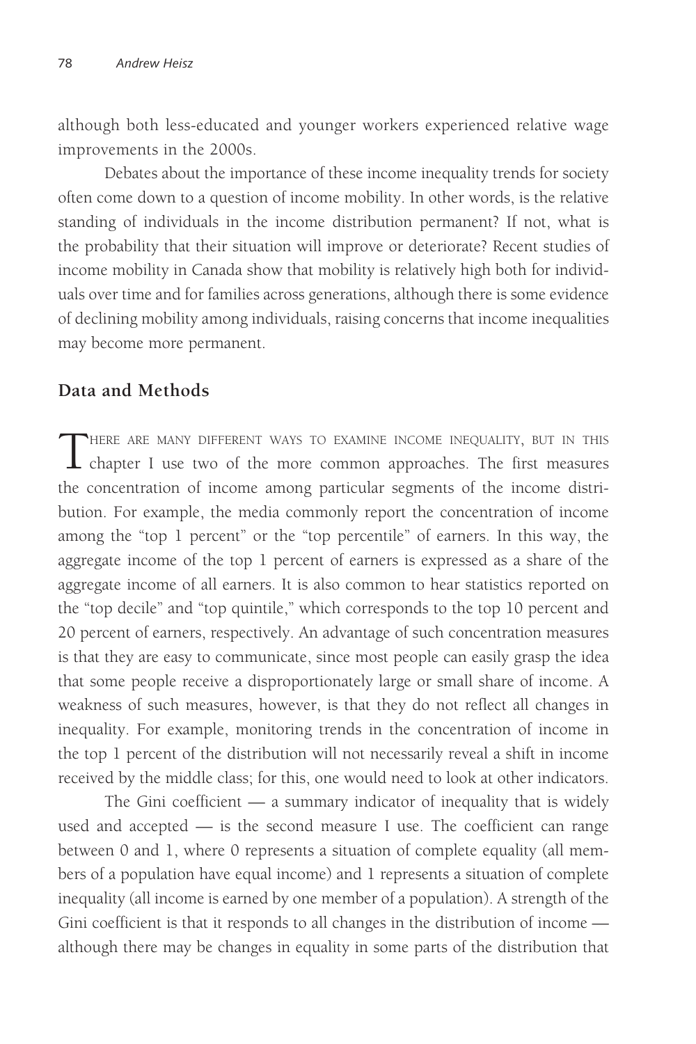although both less-educated and younger workers experienced relative wage improvements in the 2000s.

Debates about the importance of these income inequality trends for society often come down to a question of income mobility. In other words, is the relative standing of individuals in the income distribution permanent? If not, what is the probability that their situation will improve or deteriorate? Recent studies of income mobility in Canada show that mobility is relatively high both for individuals over time and for families across generations, although there is some evidence of declining mobility among individuals, raising concerns that income inequalities may become more permanent.

## Data and Methods

There are many different ways to examine income inequality, but in this chapter I use two of the more common approaches. The first measures the concentration of income among particular segments of the income distribution. For example, the media commonly report the concentration of income among the "top 1 percent" or the "top percentile" of earners. In this way, the aggregate income of the top 1 percent of earners is expressed as a share of the aggregate income of all earners. It is also common to hear statistics reported on the "top decile" and "top quintile," which corresponds to the top 10 percent and 20 percent of earners, respectively. An advantage of such concentration measures is that they are easy to communicate, since most people can easily grasp the idea that some people receive a disproportionately large or small share of income. A weakness of such measures, however, is that they do not reflect all changes in inequality. For example, monitoring trends in the concentration of income in the top 1 percent of the distribution will not necessarily reveal a shift in income received by the middle class; for this, one would need to look at other indicators.

The Gini coefficient — a summary indicator of inequality that is widely used and accepted — is the second measure I use. The coefficient can range between 0 and 1, where 0 represents a situation of complete equality (all members of a population have equal income) and 1 represents a situation of complete inequality (all income is earned by one member of a population). A strength of the Gini coefficient is that it responds to all changes in the distribution of income — although there may be changes in equality in some parts of the distribution that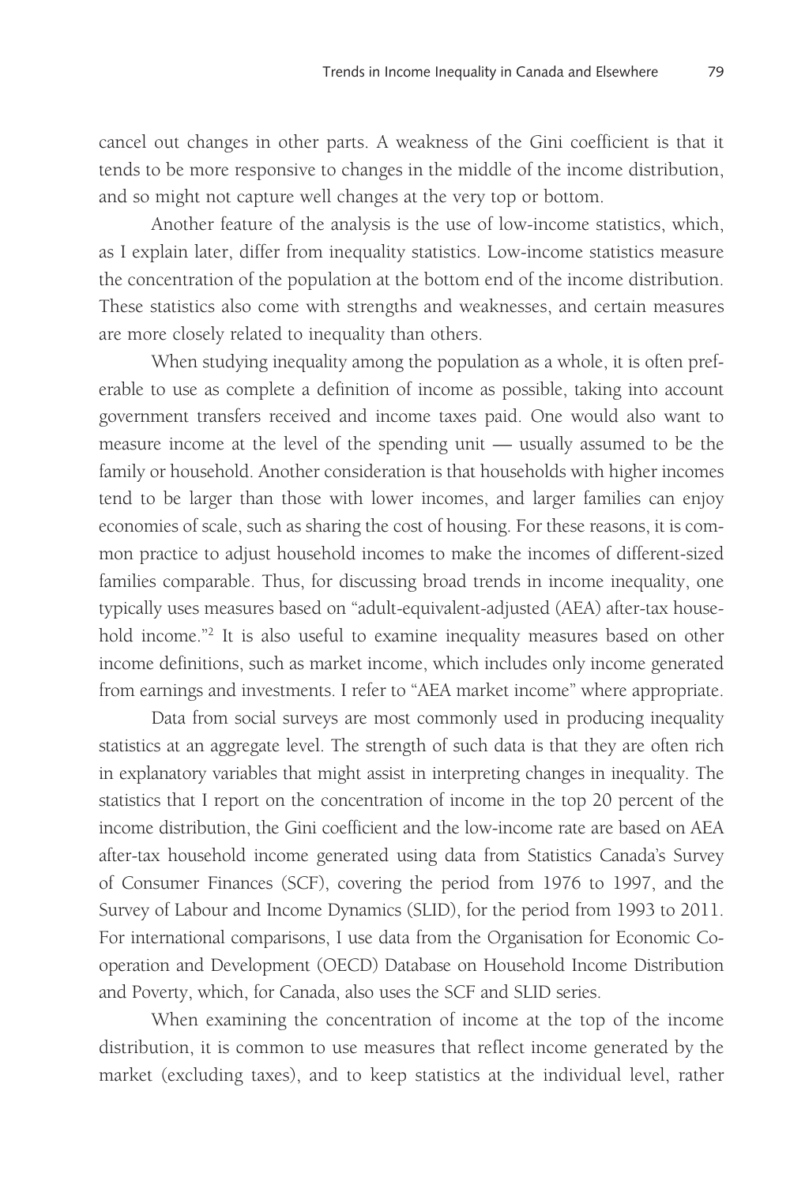cancel out changes in other parts. A weakness of the Gini coefficient is that it tends to be more responsive to changes in the middle of the income distribution, and so might not capture well changes at the very top or bottom.

Another feature of the analysis is the use of low-income statistics, which, as I explain later, differ from inequality statistics. Low-income statistics measure the concentration of the population at the bottom end of the income distribution. These statistics also come with strengths and weaknesses, and certain measures are more closely related to inequality than others.

When studying inequality among the population as a whole, it is often preferable to use as complete a definition of income as possible, taking into account government transfers received and income taxes paid. One would also want to measure income at the level of the spending unit — usually assumed to be the family or household. Another consideration is that households with higher incomes tend to be larger than those with lower incomes, and larger families can enjoy economies of scale, such as sharing the cost of housing. For these reasons, it is common practice to adjust household incomes to make the incomes of different-sized families comparable. Thus, for discussing broad trends in income inequality, one typically uses measures based on "adult-equivalent-adjusted (AEA) after-tax household income."[2] It is also useful to examine inequality measures based on other income definitions, such as market income, which includes only income generated from earnings and investments. I refer to "AEA market income" where appropriate.

Data from social surveys are most commonly used in producing inequality statistics at an aggregate level. The strength of such data is that they are often rich in explanatory variables that might assist in interpreting changes in inequality. The statistics that I report on the concentration of income in the top 20 percent of the income distribution, the Gini coefficient and the low-income rate are based on AEA after-tax household income generated using data from Statistics Canada's Survey of Consumer Finances (SCF), covering the period from 1976 to 1997, and the Survey of Labour and Income Dynamics (SLID), for the period from 1993 to 2011. For international comparisons, I use data from the Organisation for Economic Co-operation and Development (OECD) Database on Household Income Distribution and Poverty, which, for Canada, also uses the SCF and SLID series.

When examining the concentration of income at the top of the income distribution, it is common to use measures that reflect income generated by the market (excluding taxes), and to keep statistics at the individual level, rather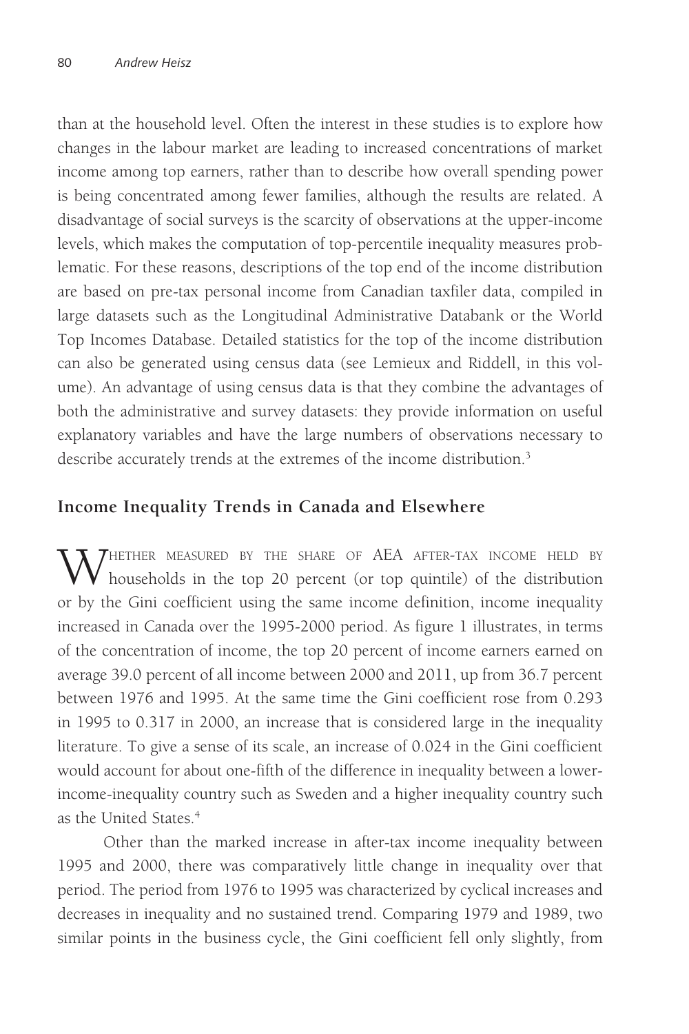than at the household level. Often the interest in these studies is to explore how changes in the labour market are leading to increased concentrations of market income among top earners, rather than to describe how overall spending power is being concentrated among fewer families, although the results are related. A disadvantage of social surveys is the scarcity of observations at the upper-income levels, which makes the computation of top-percentile inequality measures problematic. For these reasons, descriptions of the top end of the income distribution are based on pre-tax personal income from Canadian taxfiler data, compiled in large datasets such as the Longitudinal Administrative Databank or the World Top Incomes Database. Detailed statistics for the top of the income distribution can also be generated using census data (see Lemieux and Riddell, in this volume). An advantage of using census data is that they combine the advantages of both the administrative and survey datasets: they provide information on useful explanatory variables and have the large numbers of observations necessary to describe accurately trends at the extremes of the income distribution.[3]

## Income Inequality Trends in Canada and Elsewhere

Whether measured by the share of AEA after-tax income held by households in the top 20 percent (or top quintile) of the distribution or by the Gini coefficient using the same income definition, income inequality increased in Canada over the 1995-2000 period. As figure 1 illustrates, in terms of the concentration of income, the top 20 percent of income earners earned on average 39.0 percent of all income between 2000 and 2011, up from 36.7 percent between 1976 and 1995. At the same time the Gini coefficient rose from 0.293 in 1995 to 0.317 in 2000, an increase that is considered large in the inequality literature. To give a sense of its scale, an increase of 0.024 in the Gini coefficient would account for about one-fifth of the difference in inequality between a lower-income-inequality country such as Sweden and a higher inequality country such as the United States.[4]

Other than the marked increase in after-tax income inequality between 1995 and 2000, there was comparatively little change in inequality over that period. The period from 1976 to 1995 was characterized by cyclical increases and decreases in inequality and no sustained trend. Comparing 1979 and 1989, two similar points in the business cycle, the Gini coefficient fell only slightly, from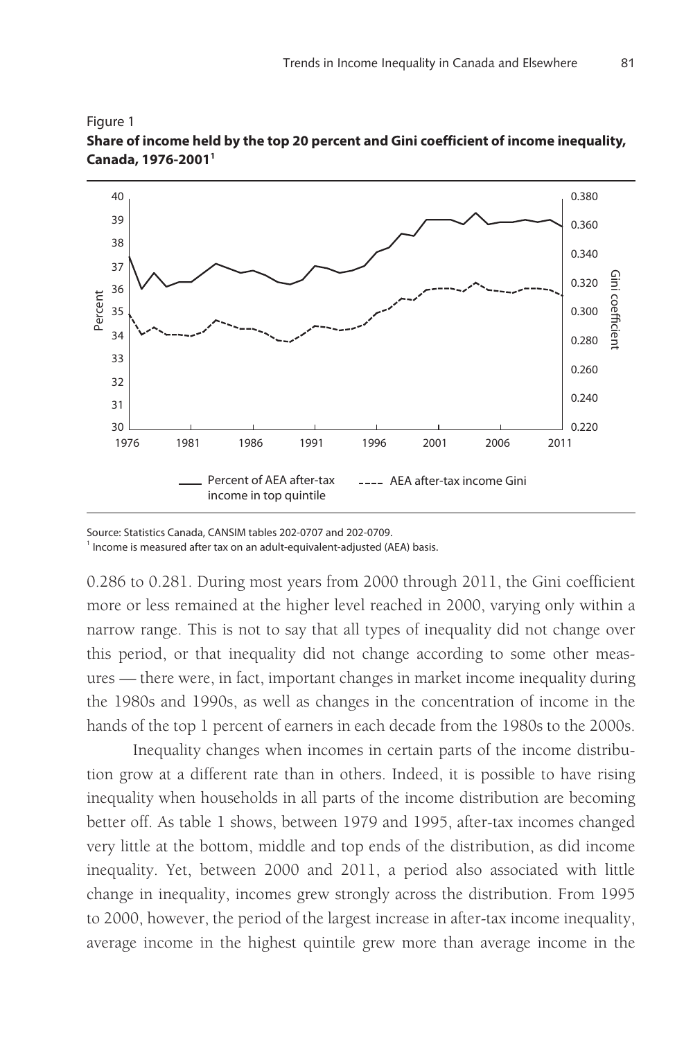Figure 1
**Share of income held by the top 20 percent and Gini coefficient of income inequality, Canada, 1976-2001**[1]

Source: Statistics Canada, CANSIM tables 202-0707 and 202-0709.
[1] Income is measured after tax on an adult-equivalent-adjusted (AEA) basis.

0.286 to 0.281. During most years from 2000 through 2011, the Gini coefficient more or less remained at the higher level reached in 2000, varying only within a narrow range. This is not to say that all types of inequality did not change over this period, or that inequality did not change according to some other measures — there were, in fact, important changes in market income inequality during the 1980s and 1990s, as well as changes in the concentration of income in the hands of the top 1 percent of earners in each decade from the 1980s to the 2000s.

Inequality changes when incomes in certain parts of the income distribution grow at a different rate than in others. Indeed, it is possible to have rising inequality when households in all parts of the income distribution are becoming better off. As table 1 shows, between 1979 and 1995, after-tax incomes changed very little at the bottom, middle and top ends of the distribution, as did income inequality. Yet, between 2000 and 2011, a period also associated with little change in inequality, incomes grew strongly across the distribution. From 1995 to 2000, however, the period of the largest increase in after-tax income inequality, average income in the highest quintile grew more than average income in the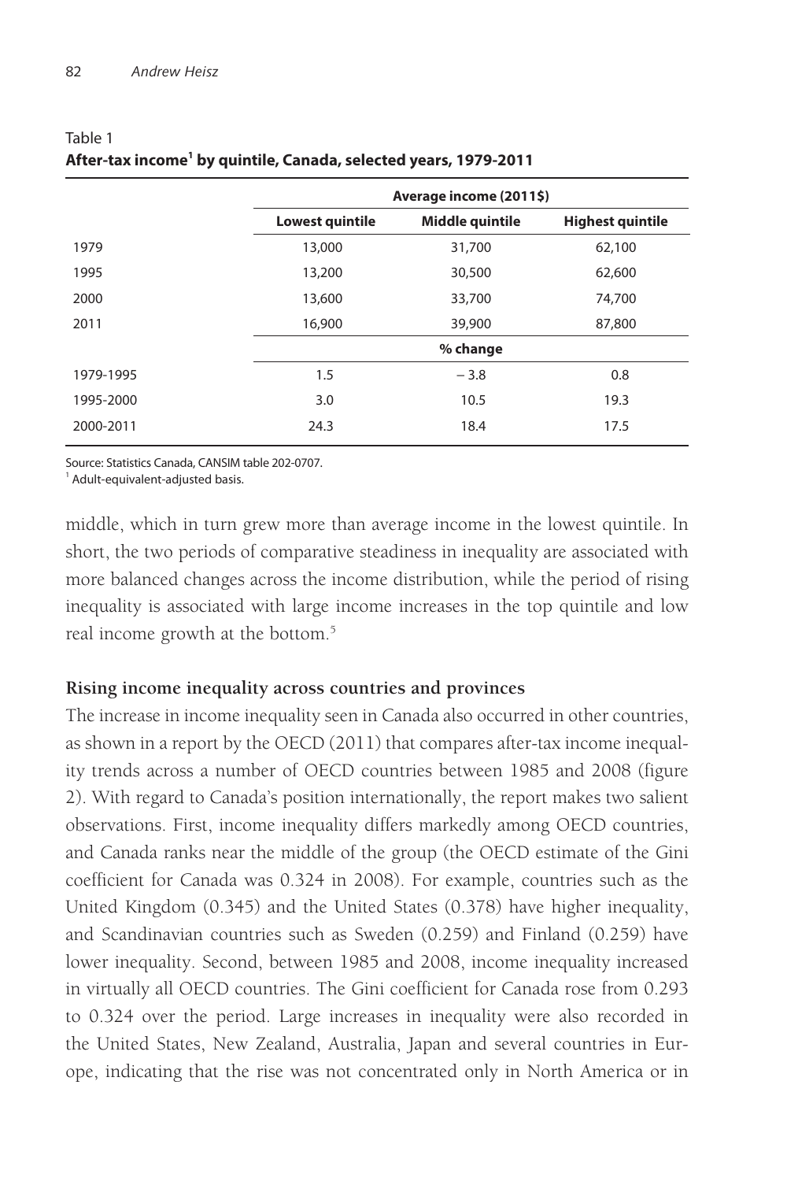Table 1
**After-tax income[1] by quintile, Canada, selected years, 1979-2011**

| | Average income (2011$) | | |
|---|---|---|---|
| | **Lowest quintile** | **Middle quintile** | **Highest quintile** |
| 1979 | 13,000 | 31,700 | 62,100 |
| 1995 | 13,200 | 30,500 | 62,600 |
| 2000 | 13,600 | 33,700 | 74,700 |
| 2011 | 16,900 | 39,900 | 87,800 |
| | **% change** | | |
| 1979-1995 | 1.5 | − 3.8 | 0.8 |
| 1995-2000 | 3.0 | 10.5 | 19.3 |
| 2000-2011 | 24.3 | 18.4 | 17.5 |

Source: Statistics Canada, CANSIM table 202-0707.
[1] Adult-equivalent-adjusted basis.

middle, which in turn grew more than average income in the lowest quintile. In short, the two periods of comparative steadiness in inequality are associated with more balanced changes across the income distribution, while the period of rising inequality is associated with large income increases in the top quintile and low real income growth at the bottom.[5]

**Rising income inequality across countries and provinces**

The increase in income inequality seen in Canada also occurred in other countries, as shown in a report by the OECD (2011) that compares after-tax income inequality trends across a number of OECD countries between 1985 and 2008 (figure 2). With regard to Canada's position internationally, the report makes two salient observations. First, income inequality differs markedly among OECD countries, and Canada ranks near the middle of the group (the OECD estimate of the Gini coefficient for Canada was 0.324 in 2008). For example, countries such as the United Kingdom (0.345) and the United States (0.378) have higher inequality, and Scandinavian countries such as Sweden (0.259) and Finland (0.259) have lower inequality. Second, between 1985 and 2008, income inequality increased in virtually all OECD countries. The Gini coefficient for Canada rose from 0.293 to 0.324 over the period. Large increases in inequality were also recorded in the United States, New Zealand, Australia, Japan and several countries in Europe, indicating that the rise was not concentrated only in North America or in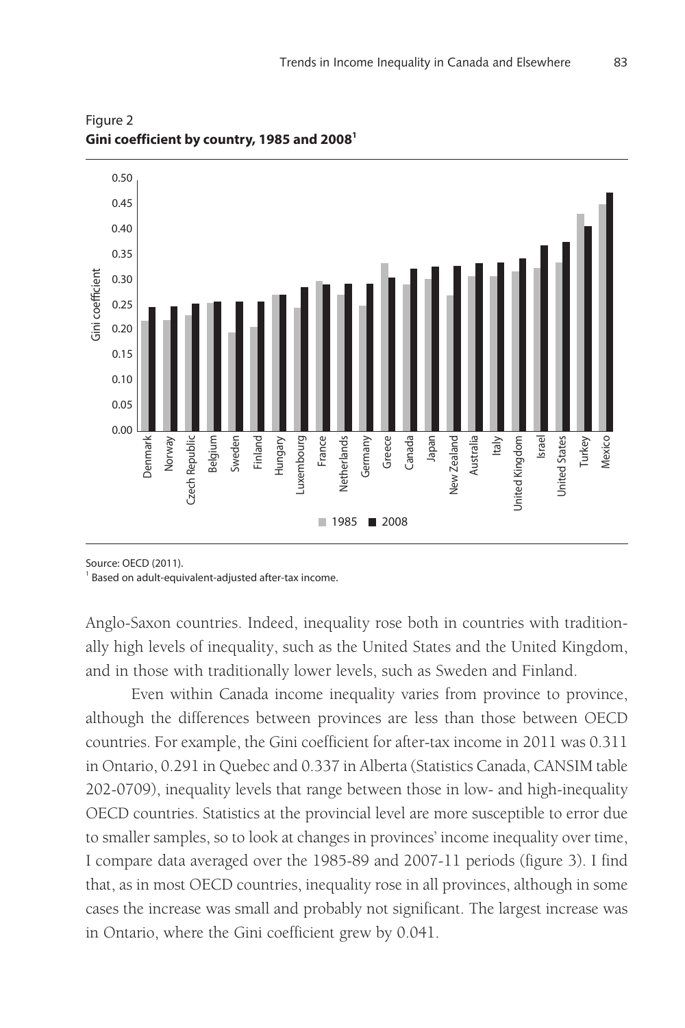Figure 2
**Gini coefficient by country, 1985 and 2008**[1]

Source: OECD (2011).
[1] Based on adult-equivalent-adjusted after-tax income.

Anglo-Saxon countries. Indeed, inequality rose both in countries with traditionally high levels of inequality, such as the United States and the United Kingdom, and in those with traditionally lower levels, such as Sweden and Finland.

Even within Canada income inequality varies from province to province, although the differences between provinces are less than those between OECD countries. For example, the Gini coefficient for after-tax income in 2011 was 0.311 in Ontario, 0.291 in Quebec and 0.337 in Alberta (Statistics Canada, CANSIM table 202-0709), inequality levels that range between those in low- and high-inequality OECD countries. Statistics at the provincial level are more susceptible to error due to smaller samples, so to look at changes in provinces' income inequality over time, I compare data averaged over the 1985-89 and 2007-11 periods (figure 3). I find that, as in most OECD countries, inequality rose in all provinces, although in some cases the increase was small and probably not significant. The largest increase was in Ontario, where the Gini coefficient grew by 0.041.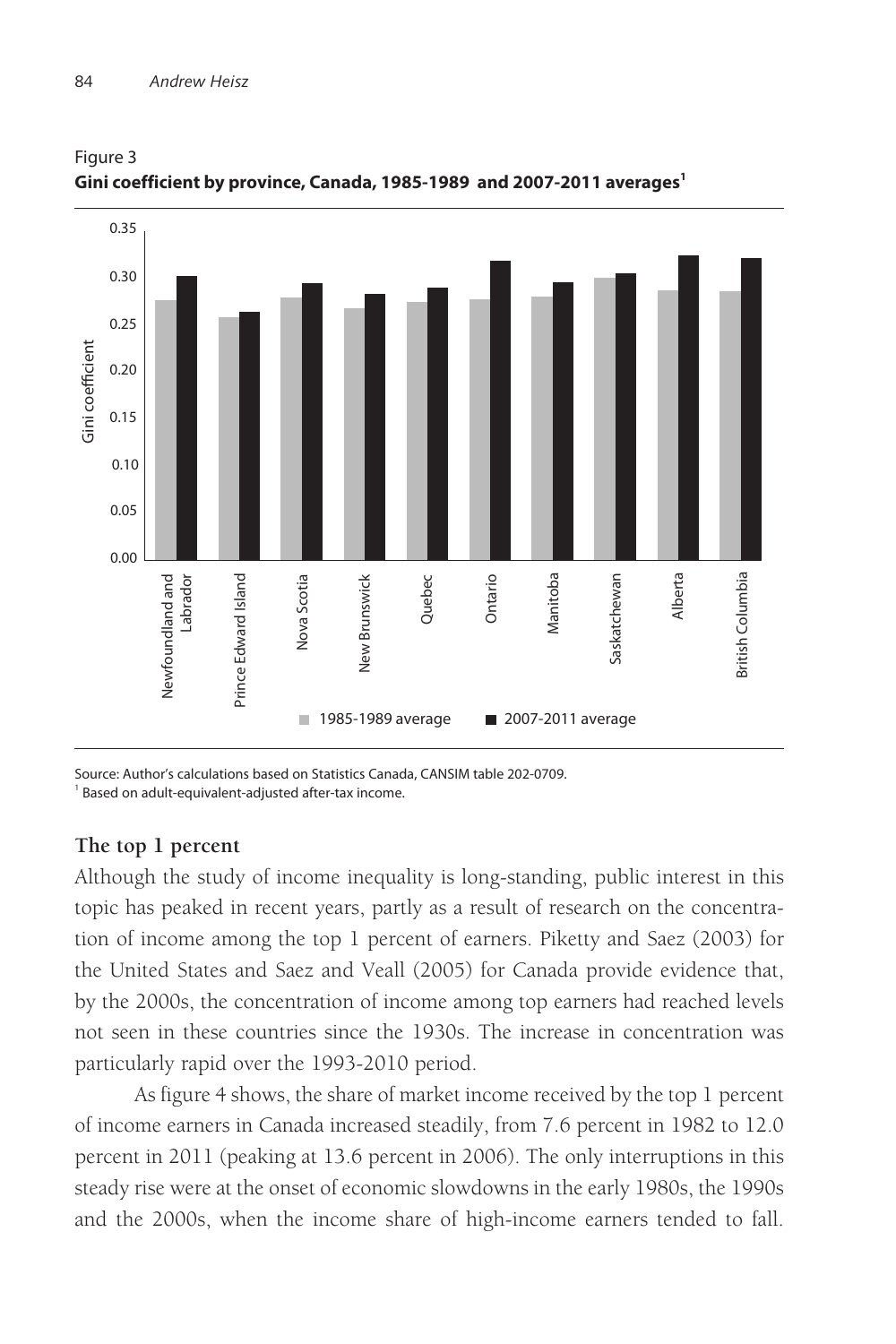Figure 3
**Gini coefficient by province, Canada, 1985-1989 and 2007-2011 averages[1]**

Source: Author's calculations based on Statistics Canada, CANSIM table 202-0709.
[1] Based on adult-equivalent-adjusted after-tax income.

### The top 1 percent

Although the study of income inequality is long-standing, public interest in this topic has peaked in recent years, partly as a result of research on the concentration of income among the top 1 percent of earners. Piketty and Saez (2003) for the United States and Saez and Veall (2005) for Canada provide evidence that, by the 2000s, the concentration of income among top earners had reached levels not seen in these countries since the 1930s. The increase in concentration was particularly rapid over the 1993-2010 period.

As figure 4 shows, the share of market income received by the top 1 percent of income earners in Canada increased steadily, from 7.6 percent in 1982 to 12.0 percent in 2011 (peaking at 13.6 percent in 2006). The only interruptions in this steady rise were at the onset of economic slowdowns in the early 1980s, the 1990s and the 2000s, when the income share of high-income earners tended to fall.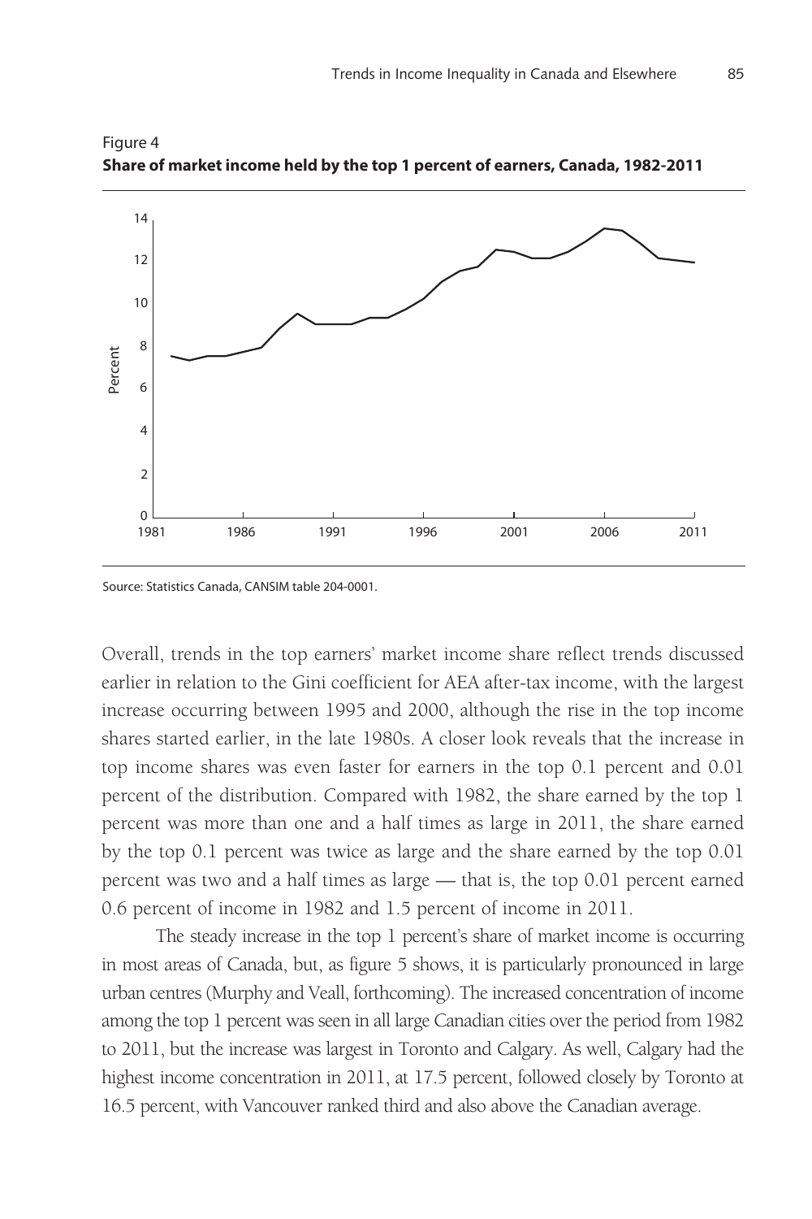Figure 4
**Share of market income held by the top 1 percent of earners, Canada, 1982-2011**

Source: Statistics Canada, CANSIM table 204-0001.

Overall, trends in the top earners' market income share reflect trends discussed earlier in relation to the Gini coefficient for AEA after-tax income, with the largest increase occurring between 1995 and 2000, although the rise in the top income shares started earlier, in the late 1980s. A closer look reveals that the increase in top income shares was even faster for earners in the top 0.1 percent and 0.01 percent of the distribution. Compared with 1982, the share earned by the top 1 percent was more than one and a half times as large in 2011, the share earned by the top 0.1 percent was twice as large and the share earned by the top 0.01 percent was two and a half times as large — that is, the top 0.01 percent earned 0.6 percent of income in 1982 and 1.5 percent of income in 2011.

The steady increase in the top 1 percent's share of market income is occurring in most areas of Canada, but, as figure 5 shows, it is particularly pronounced in large urban centres (Murphy and Veall, forthcoming). The increased concentration of income among the top 1 percent was seen in all large Canadian cities over the period from 1982 to 2011, but the increase was largest in Toronto and Calgary. As well, Calgary had the highest income concentration in 2011, at 17.5 percent, followed closely by Toronto at 16.5 percent, with Vancouver ranked third and also above the Canadian average.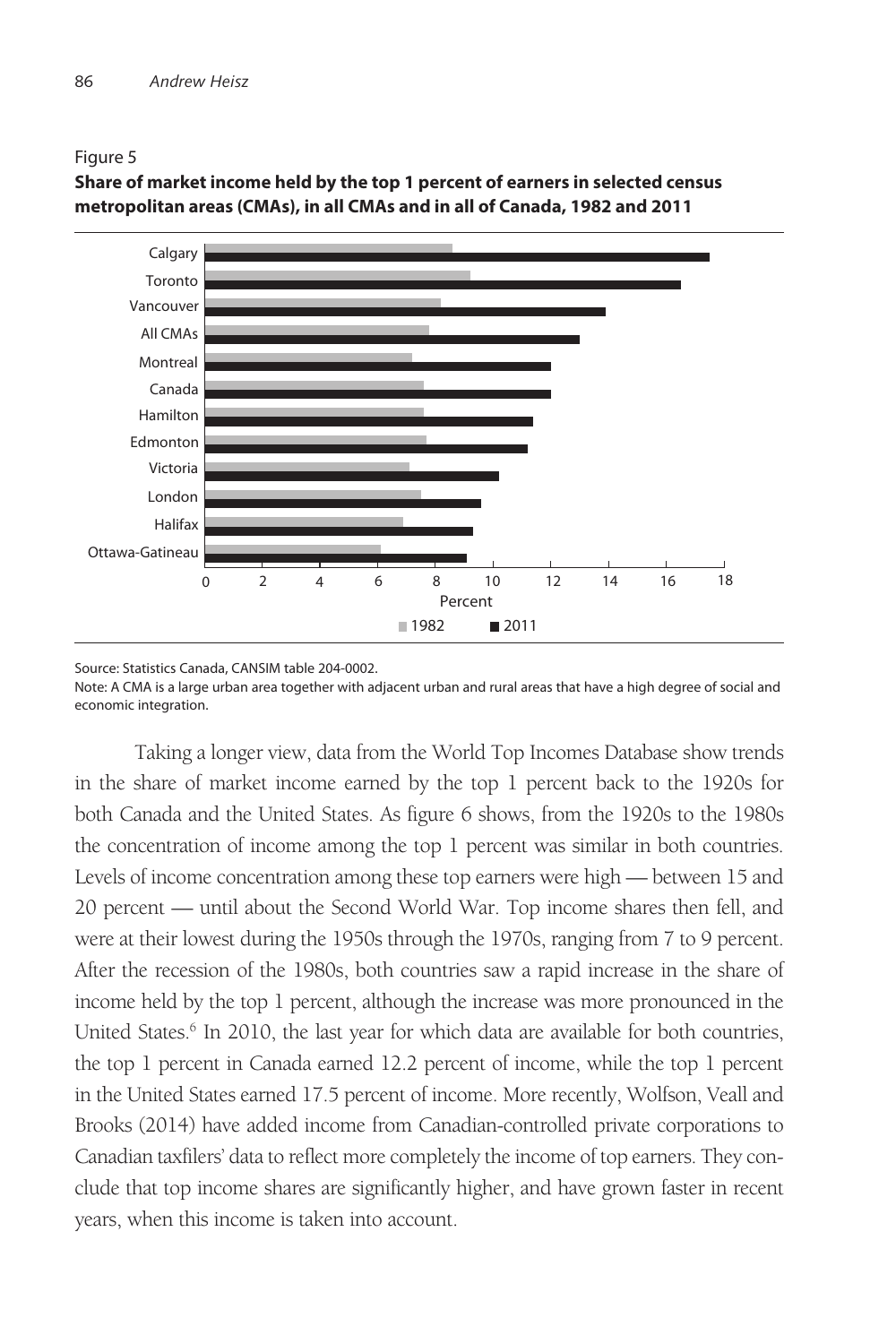Figure 5

**Share of market income held by the top 1 percent of earners in selected census metropolitan areas (CMAs), in all CMAs and in all of Canada, 1982 and 2011**

Source: Statistics Canada, CANSIM table 204-0002.

Note: A CMA is a large urban area together with adjacent urban and rural areas that have a high degree of social and economic integration.

Taking a longer view, data from the World Top Incomes Database show trends in the share of market income earned by the top 1 percent back to the 1920s for both Canada and the United States. As figure 6 shows, from the 1920s to the 1980s the concentration of income among the top 1 percent was similar in both countries. Levels of income concentration among these top earners were high — between 15 and 20 percent — until about the Second World War. Top income shares then fell, and were at their lowest during the 1950s through the 1970s, ranging from 7 to 9 percent. After the recession of the 1980s, both countries saw a rapid increase in the share of income held by the top 1 percent, although the increase was more pronounced in the United States.[6] In 2010, the last year for which data are available for both countries, the top 1 percent in Canada earned 12.2 percent of income, while the top 1 percent in the United States earned 17.5 percent of income. More recently, Wolfson, Veall and Brooks (2014) have added income from Canadian-controlled private corporations to Canadian taxfilers' data to reflect more completely the income of top earners. They conclude that top income shares are significantly higher, and have grown faster in recent years, when this income is taken into account.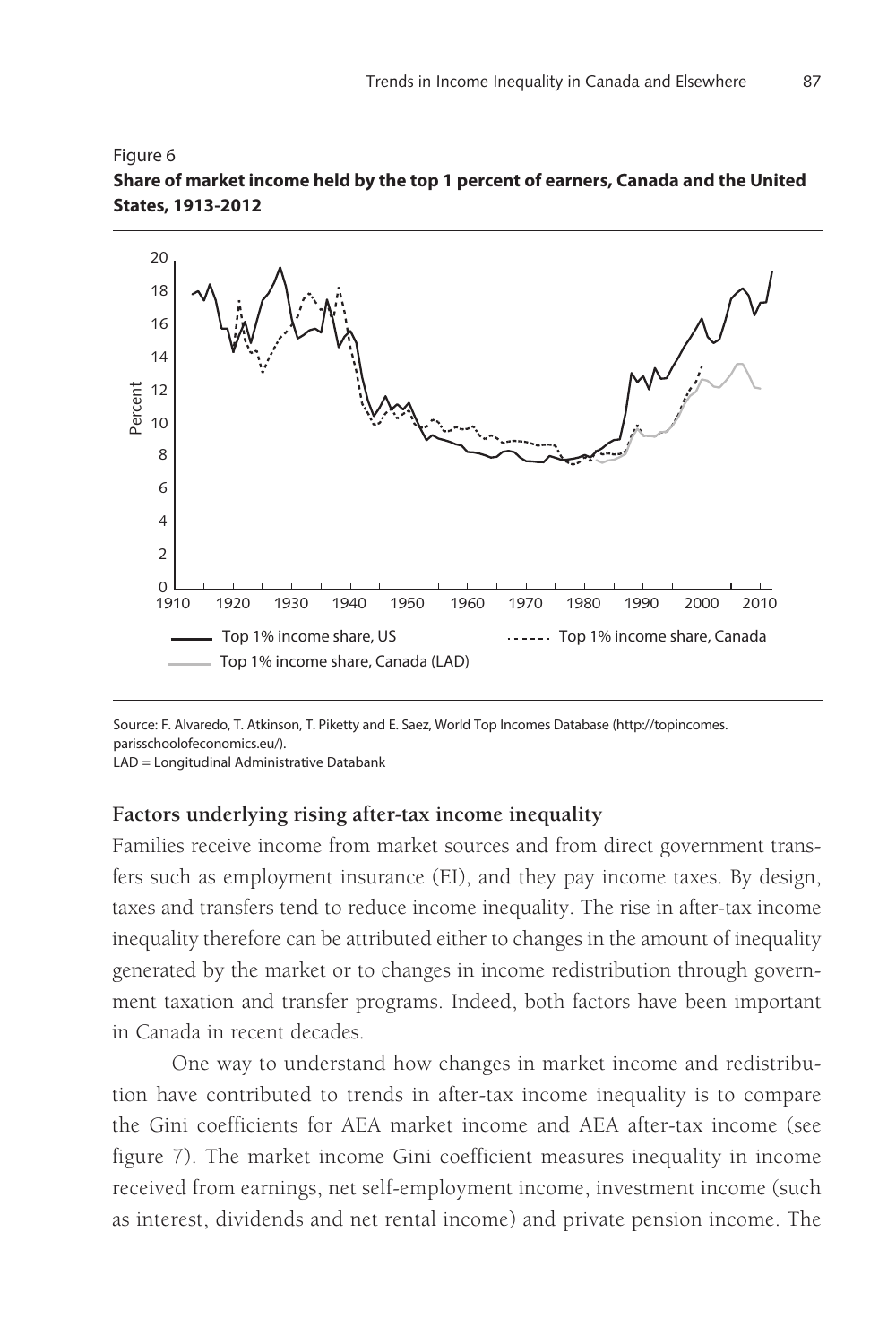Figure 6
**Share of market income held by the top 1 percent of earners, Canada and the United States, 1913-2012**

Source: F. Alvaredo, T. Atkinson, T. Piketty and E. Saez, World Top Incomes Database (http://topincomes.parisschoolofeconomics.eu/).
LAD = Longitudinal Administrative Databank

### Factors underlying rising after-tax income inequality

Families receive income from market sources and from direct government transfers such as employment insurance (EI), and they pay income taxes. By design, taxes and transfers tend to reduce income inequality. The rise in after-tax income inequality therefore can be attributed either to changes in the amount of inequality generated by the market or to changes in income redistribution through government taxation and transfer programs. Indeed, both factors have been important in Canada in recent decades.

One way to understand how changes in market income and redistribution have contributed to trends in after-tax income inequality is to compare the Gini coefficients for AEA market income and AEA after-tax income (see figure 7). The market income Gini coefficient measures inequality in income received from earnings, net self-employment income, investment income (such as interest, dividends and net rental income) and private pension income. The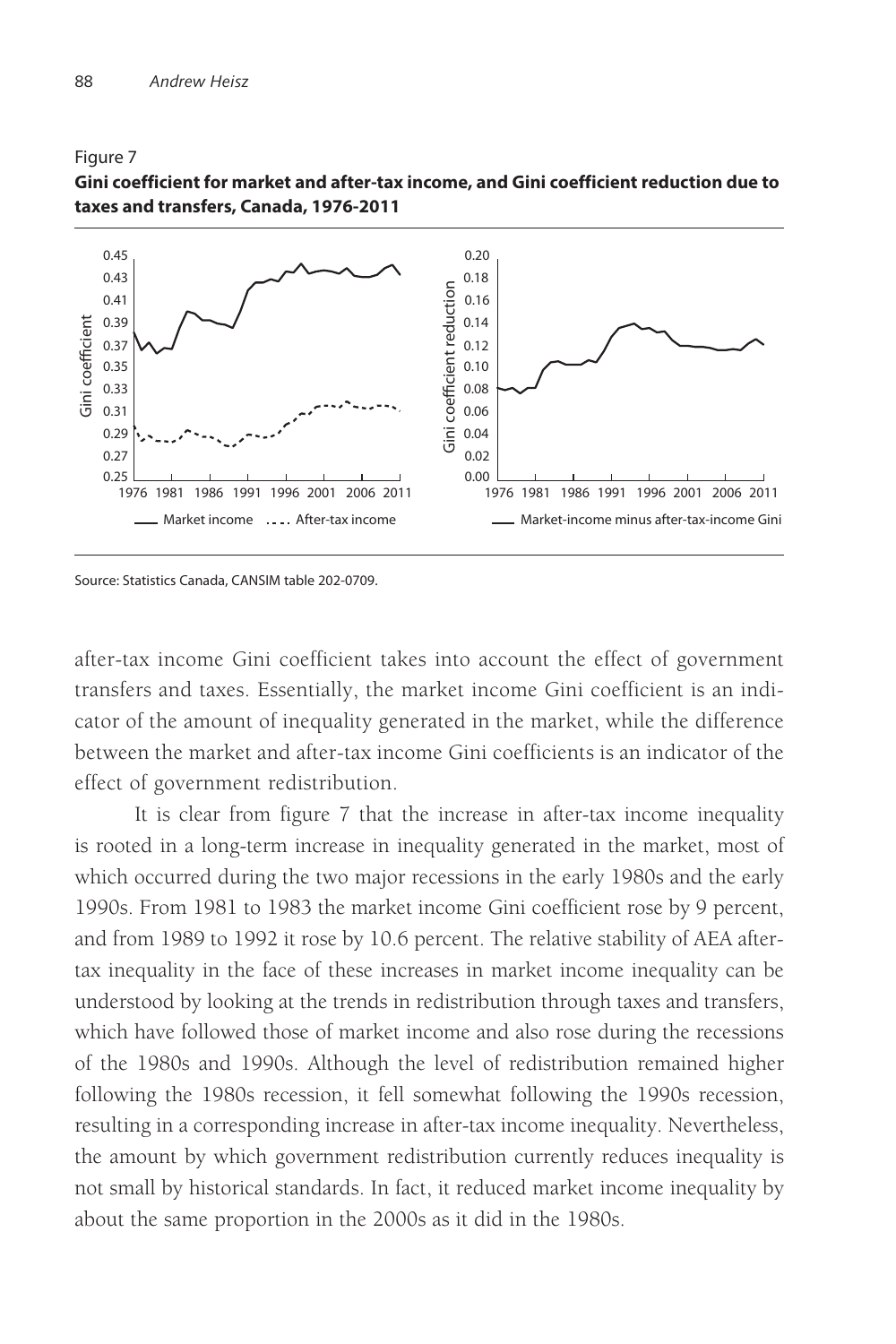Figure 7
**Gini coefficient for market and after-tax income, and Gini coefficient reduction due to taxes and transfers, Canada, 1976-2011**

Source: Statistics Canada, CANSIM table 202-0709.

after-tax income Gini coefficient takes into account the effect of government transfers and taxes. Essentially, the market income Gini coefficient is an indicator of the amount of inequality generated in the market, while the difference between the market and after-tax income Gini coefficients is an indicator of the effect of government redistribution.

It is clear from figure 7 that the increase in after-tax income inequality is rooted in a long-term increase in inequality generated in the market, most of which occurred during the two major recessions in the early 1980s and the early 1990s. From 1981 to 1983 the market income Gini coefficient rose by 9 percent, and from 1989 to 1992 it rose by 10.6 percent. The relative stability of AEA after-tax inequality in the face of these increases in market income inequality can be understood by looking at the trends in redistribution through taxes and transfers, which have followed those of market income and also rose during the recessions of the 1980s and 1990s. Although the level of redistribution remained higher following the 1980s recession, it fell somewhat following the 1990s recession, resulting in a corresponding increase in after-tax income inequality. Nevertheless, the amount by which government redistribution currently reduces inequality is not small by historical standards. In fact, it reduced market income inequality by about the same proportion in the 2000s as it did in the 1980s.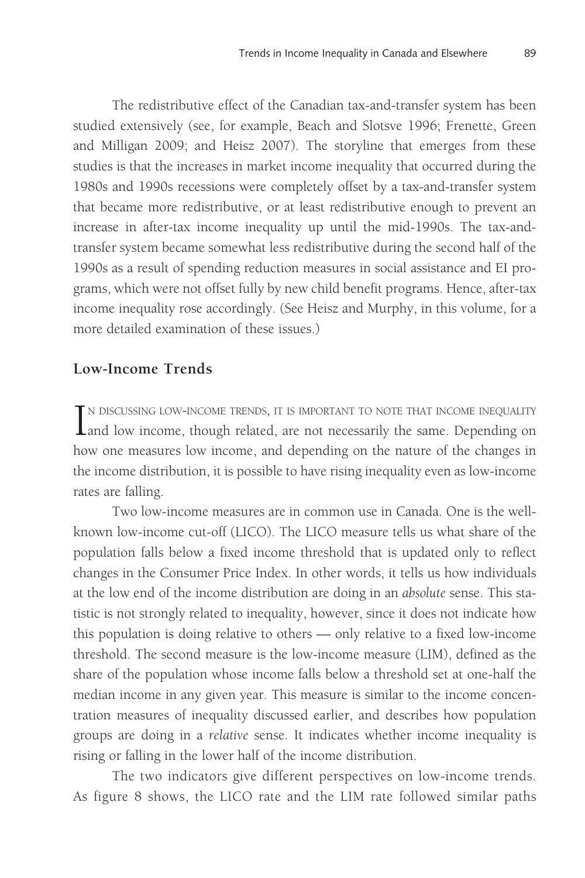The redistributive effect of the Canadian tax-and-transfer system has been studied extensively (see, for example, Beach and Slotsve 1996; Frenette, Green and Milligan 2009; and Heisz 2007). The storyline that emerges from these studies is that the increases in market income inequality that occurred during the 1980s and 1990s recessions were completely offset by a tax-and-transfer system that became more redistributive, or at least redistributive enough to prevent an increase in after-tax income inequality up until the mid-1990s. The tax-and-transfer system became somewhat less redistributive during the second half of the 1990s as a result of spending reduction measures in social assistance and EI programs, which were not offset fully by new child benefit programs. Hence, after-tax income inequality rose accordingly. (See Heisz and Murphy, in this volume, for a more detailed examination of these issues.)

## Low-Income Trends

In discussing low-income trends, it is important to note that income inequality and low income, though related, are not necessarily the same. Depending on how one measures low income, and depending on the nature of the changes in the income distribution, it is possible to have rising inequality even as low-income rates are falling.

Two low-income measures are in common use in Canada. One is the well-known low-income cut-off (LICO). The LICO measure tells us what share of the population falls below a fixed income threshold that is updated only to reflect changes in the Consumer Price Index. In other words, it tells us how individuals at the low end of the income distribution are doing in an *absolute* sense. This statistic is not strongly related to inequality, however, since it does not indicate how this population is doing relative to others — only relative to a fixed low-income threshold. The second measure is the low-income measure (LIM), defined as the share of the population whose income falls below a threshold set at one-half the median income in any given year. This measure is similar to the income concentration measures of inequality discussed earlier, and describes how population groups are doing in a *relative* sense. It indicates whether income inequality is rising or falling in the lower half of the income distribution.

The two indicators give different perspectives on low-income trends. As figure 8 shows, the LICO rate and the LIM rate followed similar paths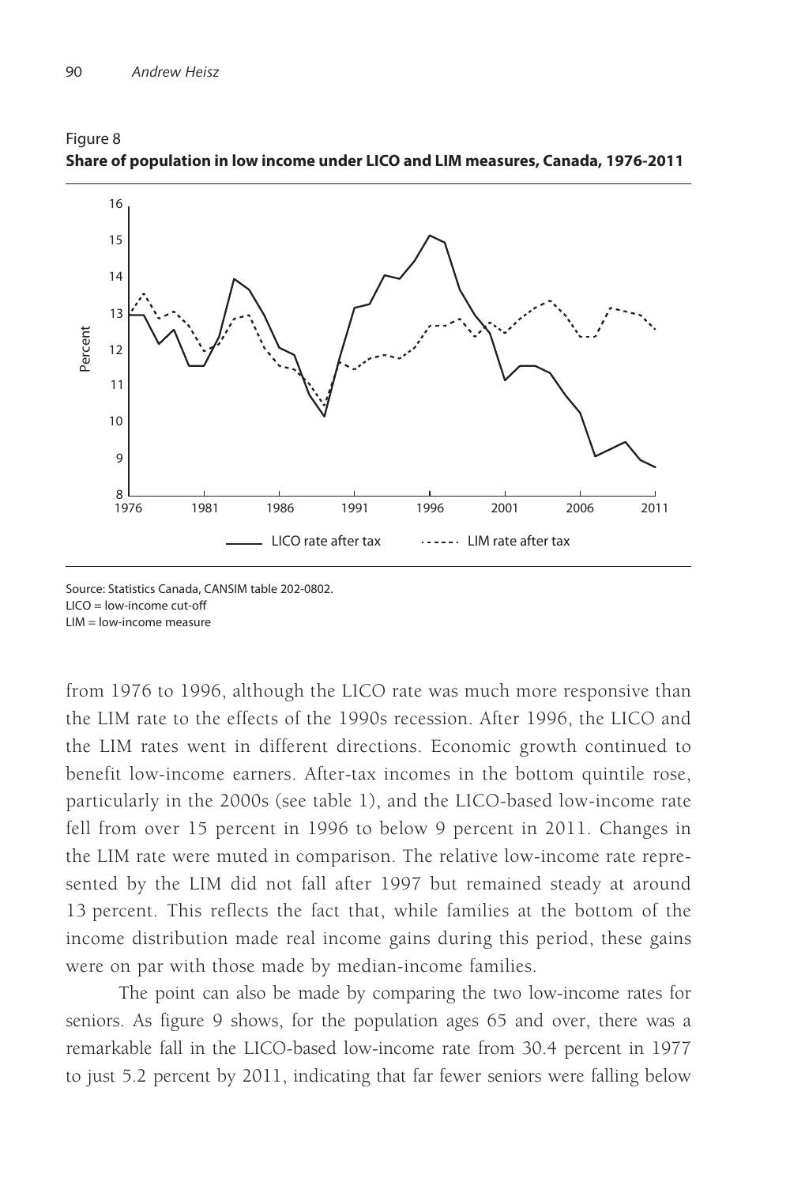Figure 8
**Share of population in low income under LICO and LIM measures, Canada, 1976-2011**

Source: Statistics Canada, CANSIM table 202-0802.
LICO = low-income cut-off
LIM = low-income measure

from 1976 to 1996, although the LICO rate was much more responsive than the LIM rate to the effects of the 1990s recession. After 1996, the LICO and the LIM rates went in different directions. Economic growth continued to benefit low-income earners. After-tax incomes in the bottom quintile rose, particularly in the 2000s (see table 1), and the LICO-based low-income rate fell from over 15 percent in 1996 to below 9 percent in 2011. Changes in the LIM rate were muted in comparison. The relative low-income rate represented by the LIM did not fall after 1997 but remained steady at around 13 percent. This reflects the fact that, while families at the bottom of the income distribution made real income gains during this period, these gains were on par with those made by median-income families.

The point can also be made by comparing the two low-income rates for seniors. As figure 9 shows, for the population ages 65 and over, there was a remarkable fall in the LICO-based low-income rate from 30.4 percent in 1977 to just 5.2 percent by 2011, indicating that far fewer seniors were falling below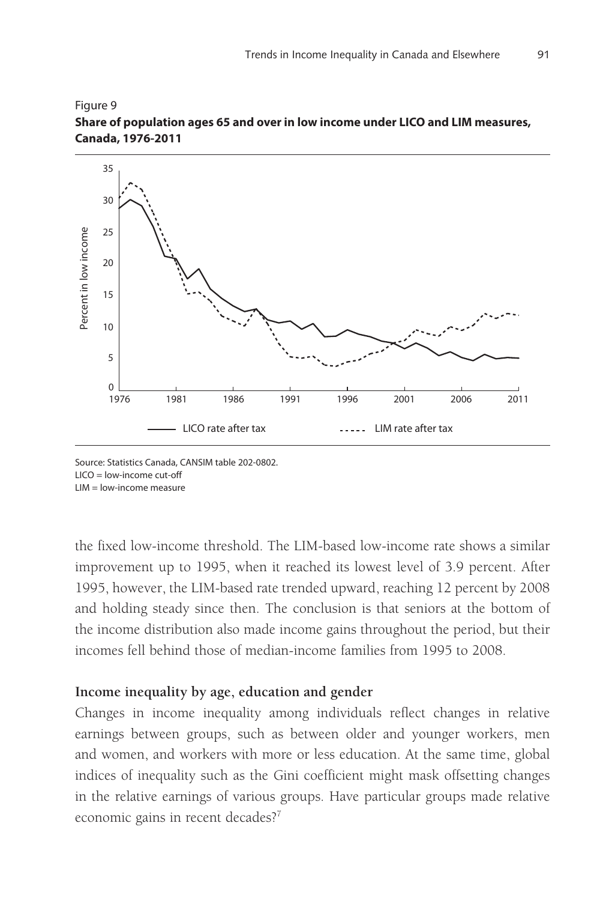Figure 9
**Share of population ages 65 and over in low income under LICO and LIM measures, Canada, 1976-2011**

Source: Statistics Canada, CANSIM table 202-0802.
LICO = low-income cut-off
LIM = low-income measure

the fixed low-income threshold. The LIM-based low-income rate shows a similar improvement up to 1995, when it reached its lowest level of 3.9 percent. After 1995, however, the LIM-based rate trended upward, reaching 12 percent by 2008 and holding steady since then. The conclusion is that seniors at the bottom of the income distribution also made income gains throughout the period, but their incomes fell behind those of median-income families from 1995 to 2008.

### Income inequality by age, education and gender

Changes in income inequality among individuals reflect changes in relative earnings between groups, such as between older and younger workers, men and women, and workers with more or less education. At the same time, global indices of inequality such as the Gini coefficient might mask offsetting changes in the relative earnings of various groups. Have particular groups made relative economic gains in recent decades?[7]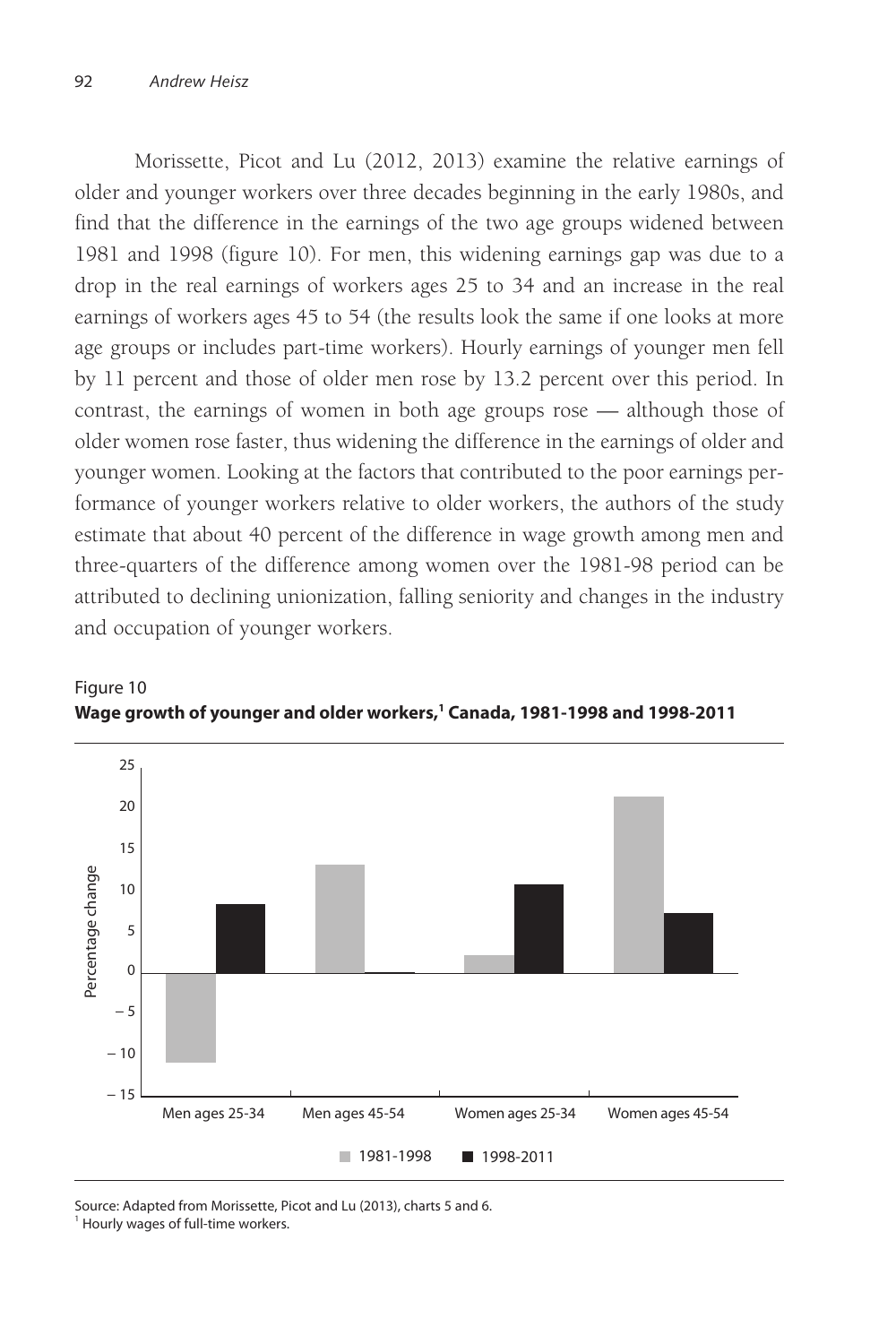Morissette, Picot and Lu (2012, 2013) examine the relative earnings of older and younger workers over three decades beginning in the early 1980s, and find that the difference in the earnings of the two age groups widened between 1981 and 1998 (figure 10). For men, this widening earnings gap was due to a drop in the real earnings of workers ages 25 to 34 and an increase in the real earnings of workers ages 45 to 54 (the results look the same if one looks at more age groups or includes part-time workers). Hourly earnings of younger men fell by 11 percent and those of older men rose by 13.2 percent over this period. In contrast, the earnings of women in both age groups rose — although those of older women rose faster, thus widening the difference in the earnings of older and younger women. Looking at the factors that contributed to the poor earnings performance of younger workers relative to older workers, the authors of the study estimate that about 40 percent of the difference in wage growth among men and three-quarters of the difference among women over the 1981-98 period can be attributed to declining unionization, falling seniority and changes in the industry and occupation of younger workers.

Figure 10

**Wage growth of younger and older workers,[1] Canada, 1981-1998 and 1998-2011**

Source: Adapted from Morissette, Picot and Lu (2013), charts 5 and 6.

[1] Hourly wages of full-time workers.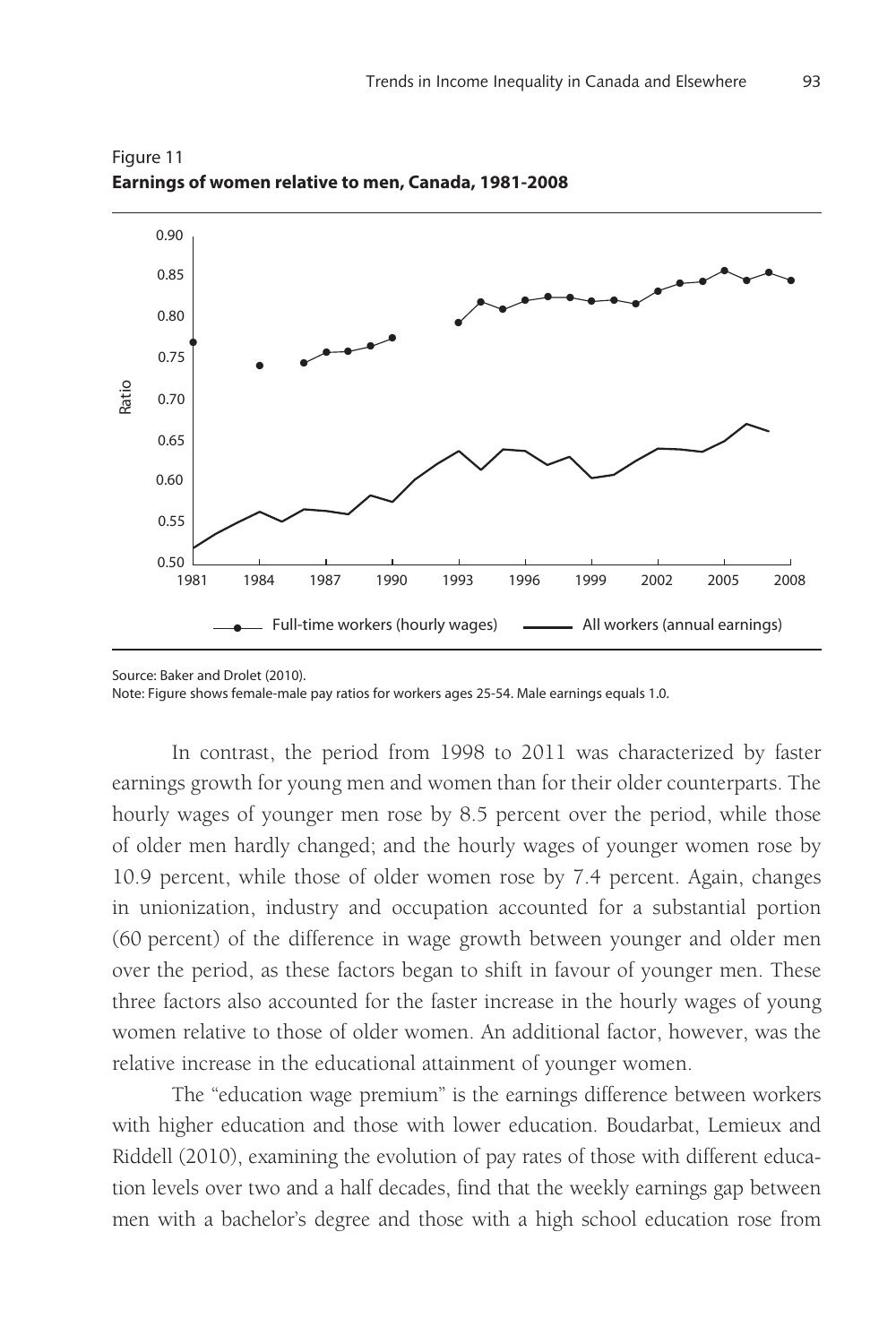Figure 11
**Earnings of women relative to men, Canada, 1981-2008**

Source: Baker and Drolet (2010).
Note: Figure shows female-male pay ratios for workers ages 25-54. Male earnings equals 1.0.

In contrast, the period from 1998 to 2011 was characterized by faster earnings growth for young men and women than for their older counterparts. The hourly wages of younger men rose by 8.5 percent over the period, while those of older men hardly changed; and the hourly wages of younger women rose by 10.9 percent, while those of older women rose by 7.4 percent. Again, changes in unionization, industry and occupation accounted for a substantial portion (60 percent) of the difference in wage growth between younger and older men over the period, as these factors began to shift in favour of younger men. These three factors also accounted for the faster increase in the hourly wages of young women relative to those of older women. An additional factor, however, was the relative increase in the educational attainment of younger women.

The "education wage premium" is the earnings difference between workers with higher education and those with lower education. Boudarbat, Lemieux and Riddell (2010), examining the evolution of pay rates of those with different education levels over two and a half decades, find that the weekly earnings gap between men with a bachelor's degree and those with a high school education rose from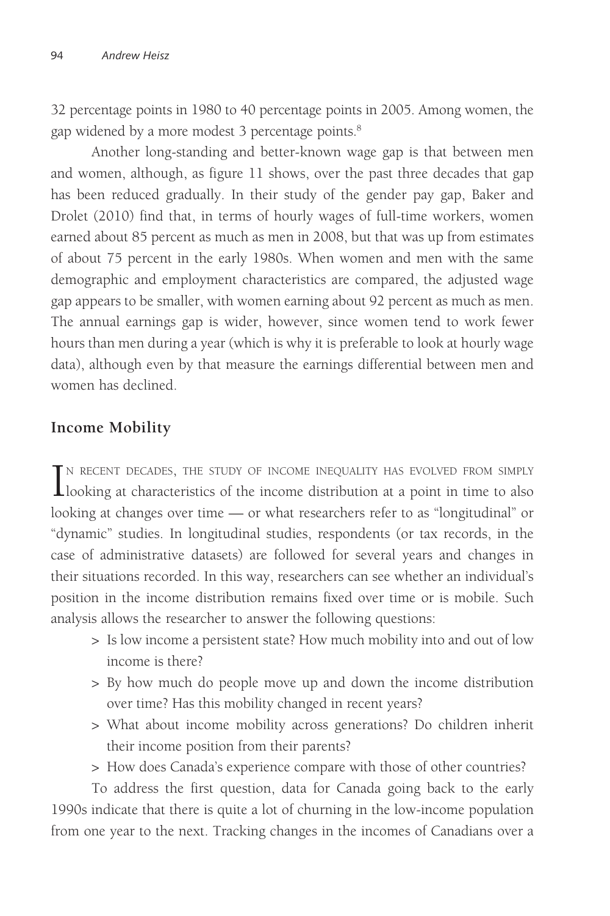32 percentage points in 1980 to 40 percentage points in 2005. Among women, the gap widened by a more modest 3 percentage points.[8]

Another long-standing and better-known wage gap is that between men and women, although, as figure 11 shows, over the past three decades that gap has been reduced gradually. In their study of the gender pay gap, Baker and Drolet (2010) find that, in terms of hourly wages of full-time workers, women earned about 85 percent as much as men in 2008, but that was up from estimates of about 75 percent in the early 1980s. When women and men with the same demographic and employment characteristics are compared, the adjusted wage gap appears to be smaller, with women earning about 92 percent as much as men. The annual earnings gap is wider, however, since women tend to work fewer hours than men during a year (which is why it is preferable to look at hourly wage data), although even by that measure the earnings differential between men and women has declined.

## Income Mobility

In recent decades, the study of income inequality has evolved from simply looking at characteristics of the income distribution at a point in time to also looking at changes over time — or what researchers refer to as "longitudinal" or "dynamic" studies. In longitudinal studies, respondents (or tax records, in the case of administrative datasets) are followed for several years and changes in their situations recorded. In this way, researchers can see whether an individual's position in the income distribution remains fixed over time or is mobile. Such analysis allows the researcher to answer the following questions:

> Is low income a persistent state? How much mobility into and out of low income is there?

> By how much do people move up and down the income distribution over time? Has this mobility changed in recent years?

> What about income mobility across generations? Do children inherit their income position from their parents?

> How does Canada's experience compare with those of other countries?

To address the first question, data for Canada going back to the early 1990s indicate that there is quite a lot of churning in the low-income population from one year to the next. Tracking changes in the incomes of Canadians over a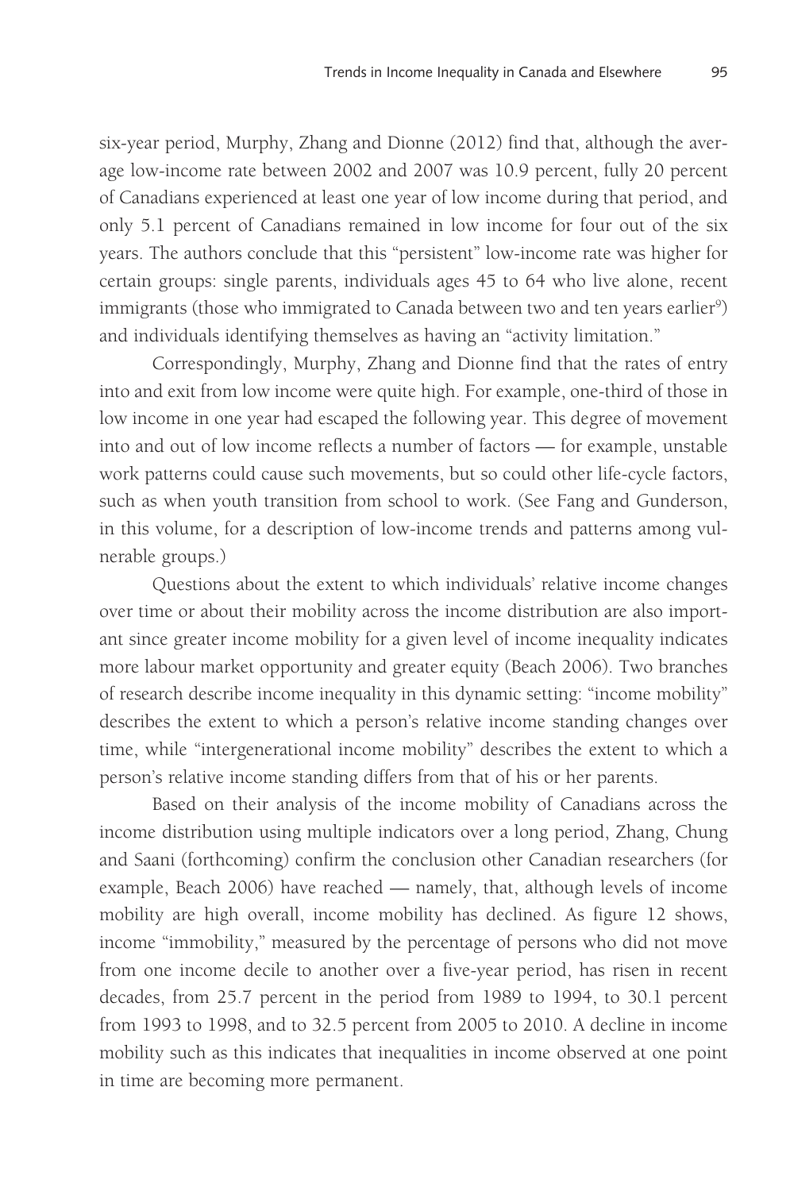six-year period, Murphy, Zhang and Dionne (2012) find that, although the average low-income rate between 2002 and 2007 was 10.9 percent, fully 20 percent of Canadians experienced at least one year of low income during that period, and only 5.1 percent of Canadians remained in low income for four out of the six years. The authors conclude that this "persistent" low-income rate was higher for certain groups: single parents, individuals ages 45 to 64 who live alone, recent immigrants (those who immigrated to Canada between two and ten years earlier[9]) and individuals identifying themselves as having an "activity limitation."

Correspondingly, Murphy, Zhang and Dionne find that the rates of entry into and exit from low income were quite high. For example, one-third of those in low income in one year had escaped the following year. This degree of movement into and out of low income reflects a number of factors — for example, unstable work patterns could cause such movements, but so could other life-cycle factors, such as when youth transition from school to work. (See Fang and Gunderson, in this volume, for a description of low-income trends and patterns among vulnerable groups.)

Questions about the extent to which individuals' relative income changes over time or about their mobility across the income distribution are also important since greater income mobility for a given level of income inequality indicates more labour market opportunity and greater equity (Beach 2006). Two branches of research describe income inequality in this dynamic setting: "income mobility" describes the extent to which a person's relative income standing changes over time, while "intergenerational income mobility" describes the extent to which a person's relative income standing differs from that of his or her parents.

Based on their analysis of the income mobility of Canadians across the income distribution using multiple indicators over a long period, Zhang, Chung and Saani (forthcoming) confirm the conclusion other Canadian researchers (for example, Beach 2006) have reached — namely, that, although levels of income mobility are high overall, income mobility has declined. As figure 12 shows, income "immobility," measured by the percentage of persons who did not move from one income decile to another over a five-year period, has risen in recent decades, from 25.7 percent in the period from 1989 to 1994, to 30.1 percent from 1993 to 1998, and to 32.5 percent from 2005 to 2010. A decline in income mobility such as this indicates that inequalities in income observed at one point in time are becoming more permanent.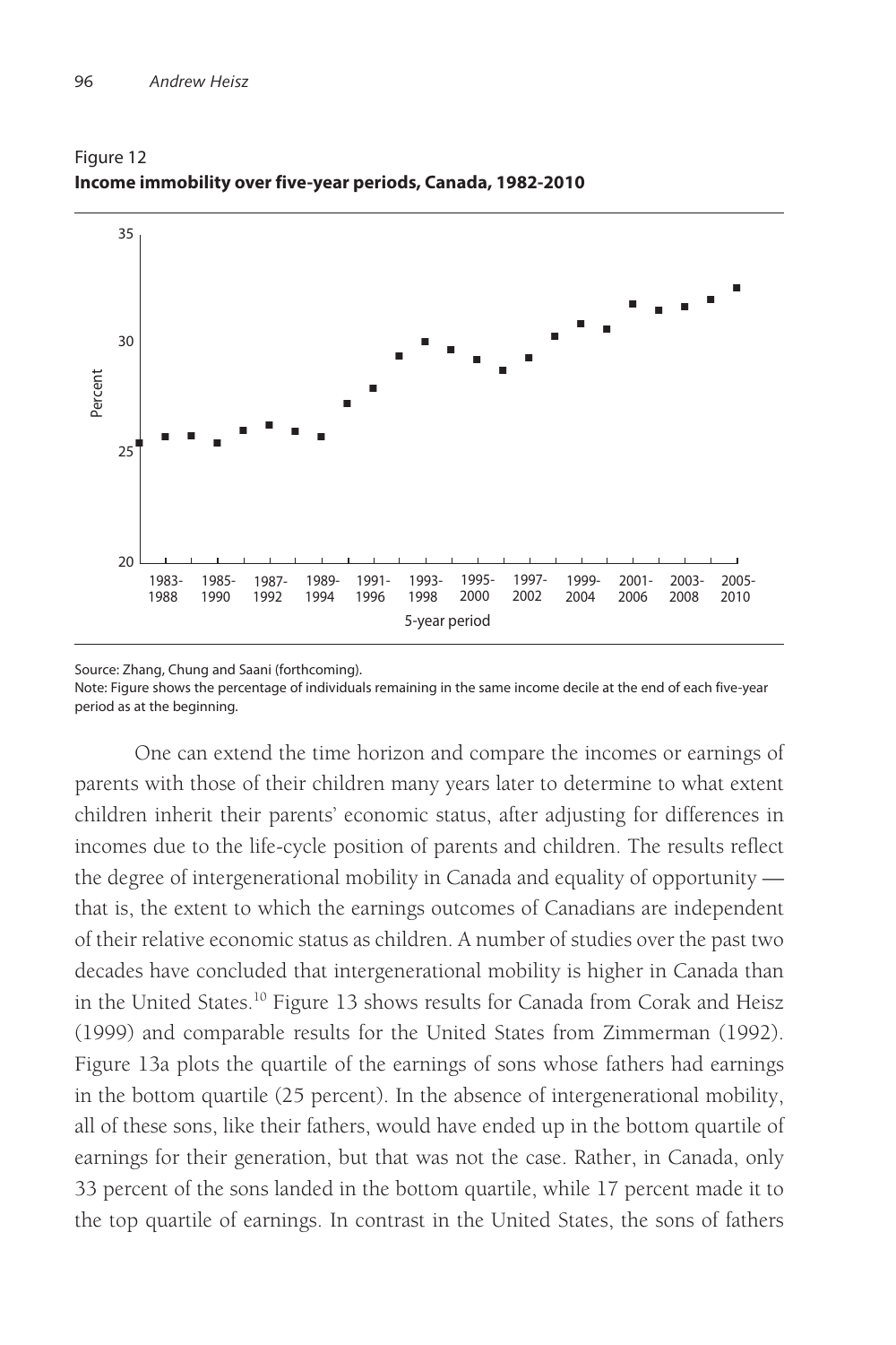Figure 12
**Income immobility over five-year periods, Canada, 1982-2010**

Source: Zhang, Chung and Saani (forthcoming).
Note: Figure shows the percentage of individuals remaining in the same income decile at the end of each five-year period as at the beginning.

One can extend the time horizon and compare the incomes or earnings of parents with those of their children many years later to determine to what extent children inherit their parents' economic status, after adjusting for differences in incomes due to the life-cycle position of parents and children. The results reflect the degree of intergenerational mobility in Canada and equality of opportunity — that is, the extent to which the earnings outcomes of Canadians are independent of their relative economic status as children. A number of studies over the past two decades have concluded that intergenerational mobility is higher in Canada than in the United States.[10] Figure 13 shows results for Canada from Corak and Heisz (1999) and comparable results for the United States from Zimmerman (1992). Figure 13a plots the quartile of the earnings of sons whose fathers had earnings in the bottom quartile (25 percent). In the absence of intergenerational mobility, all of these sons, like their fathers, would have ended up in the bottom quartile of earnings for their generation, but that was not the case. Rather, in Canada, only 33 percent of the sons landed in the bottom quartile, while 17 percent made it to the top quartile of earnings. In contrast in the United States, the sons of fathers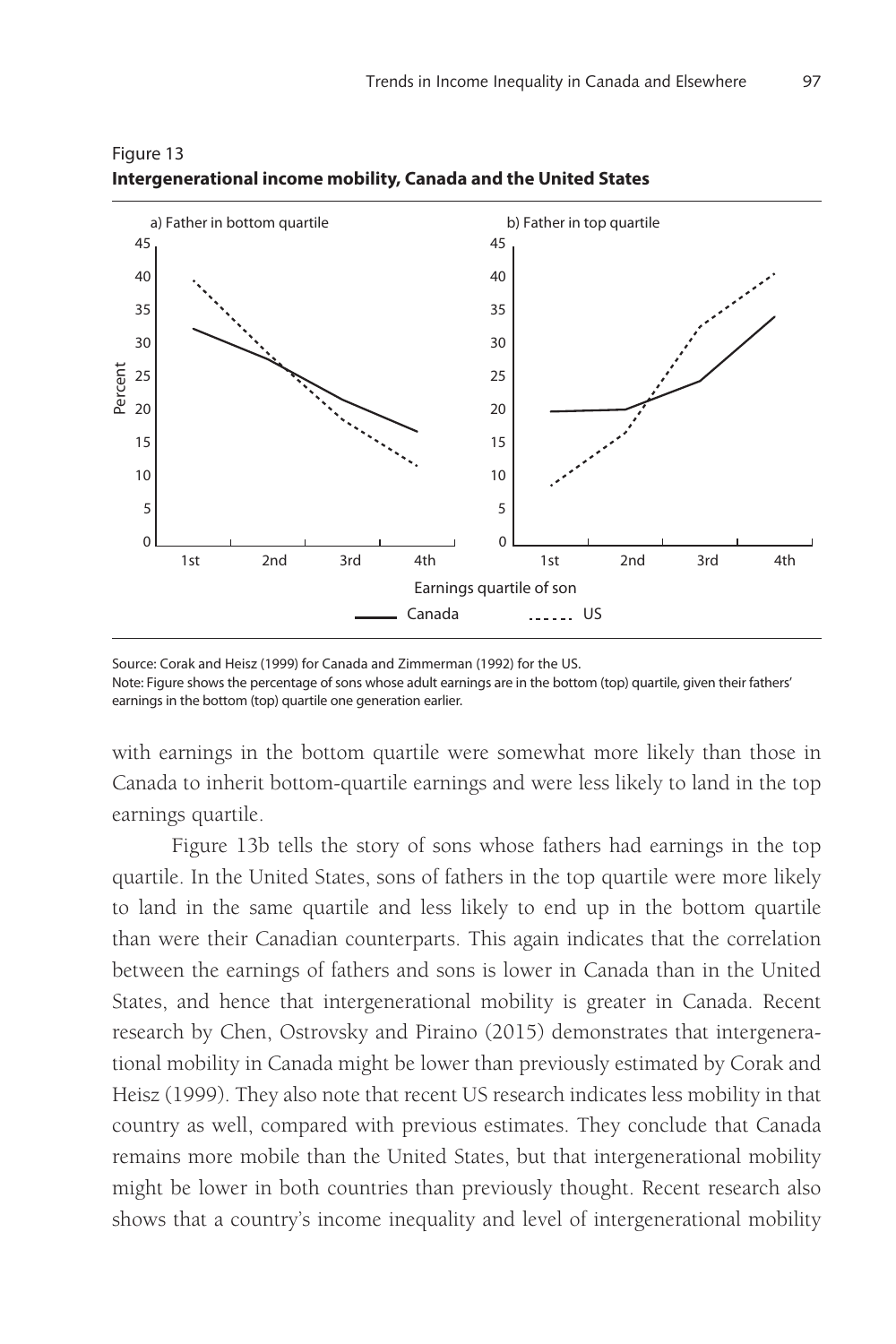Figure 13
**Intergenerational income mobility, Canada and the United States**

Source: Corak and Heisz (1999) for Canada and Zimmerman (1992) for the US.
Note: Figure shows the percentage of sons whose adult earnings are in the bottom (top) quartile, given their fathers' earnings in the bottom (top) quartile one generation earlier.

with earnings in the bottom quartile were somewhat more likely than those in Canada to inherit bottom-quartile earnings and were less likely to land in the top earnings quartile.

Figure 13b tells the story of sons whose fathers had earnings in the top quartile. In the United States, sons of fathers in the top quartile were more likely to land in the same quartile and less likely to end up in the bottom quartile than were their Canadian counterparts. This again indicates that the correlation between the earnings of fathers and sons is lower in Canada than in the United States, and hence that intergenerational mobility is greater in Canada. Recent research by Chen, Ostrovsky and Piraino (2015) demonstrates that intergenerational mobility in Canada might be lower than previously estimated by Corak and Heisz (1999). They also note that recent US research indicates less mobility in that country as well, compared with previous estimates. They conclude that Canada remains more mobile than the United States, but that intergenerational mobility might be lower in both countries than previously thought. Recent research also shows that a country's income inequality and level of intergenerational mobility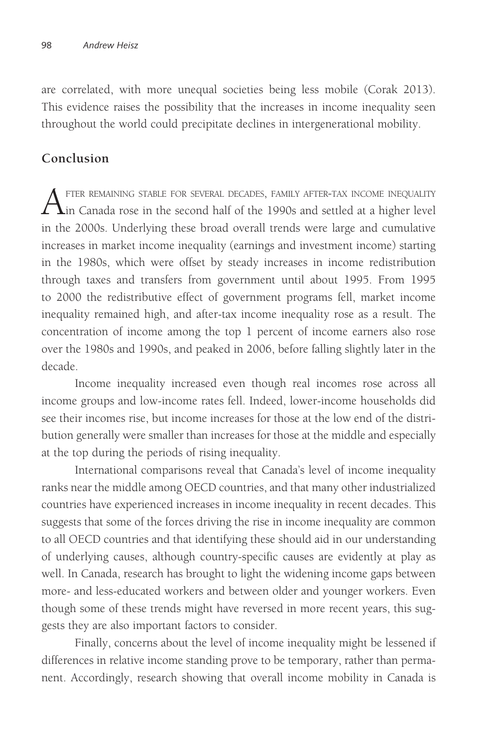are correlated, with more unequal societies being less mobile (Corak 2013). This evidence raises the possibility that the increases in income inequality seen throughout the world could precipitate declines in intergenerational mobility.

## Conclusion

After remaining stable for several decades, family after-tax income inequality in Canada rose in the second half of the 1990s and settled at a higher level in the 2000s. Underlying these broad overall trends were large and cumulative increases in market income inequality (earnings and investment income) starting in the 1980s, which were offset by steady increases in income redistribution through taxes and transfers from government until about 1995. From 1995 to 2000 the redistributive effect of government programs fell, market income inequality remained high, and after-tax income inequality rose as a result. The concentration of income among the top 1 percent of income earners also rose over the 1980s and 1990s, and peaked in 2006, before falling slightly later in the decade.

Income inequality increased even though real incomes rose across all income groups and low-income rates fell. Indeed, lower-income households did see their incomes rise, but income increases for those at the low end of the distribution generally were smaller than increases for those at the middle and especially at the top during the periods of rising inequality.

International comparisons reveal that Canada's level of income inequality ranks near the middle among OECD countries, and that many other industrialized countries have experienced increases in income inequality in recent decades. This suggests that some of the forces driving the rise in income inequality are common to all OECD countries and that identifying these should aid in our understanding of underlying causes, although country-specific causes are evidently at play as well. In Canada, research has brought to light the widening income gaps between more- and less-educated workers and between older and younger workers. Even though some of these trends might have reversed in more recent years, this suggests they are also important factors to consider.

Finally, concerns about the level of income inequality might be lessened if differences in relative income standing prove to be temporary, rather than permanent. Accordingly, research showing that overall income mobility in Canada is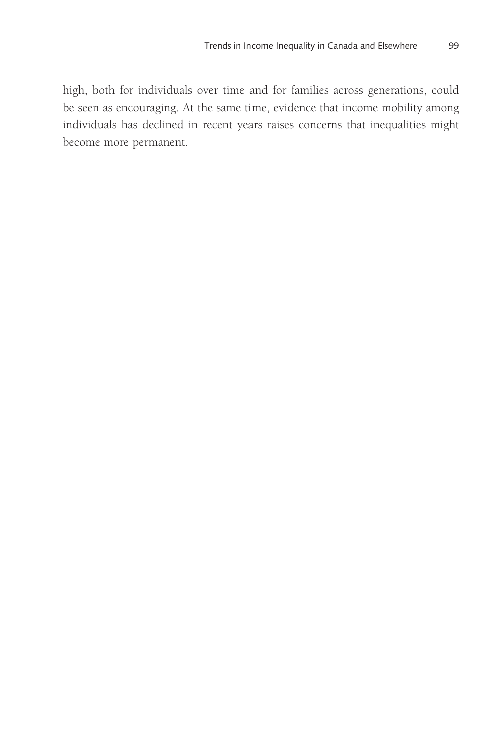high, both for individuals over time and for families across generations, could be seen as encouraging. At the same time, evidence that income mobility among individuals has declined in recent years raises concerns that inequalities might become more permanent.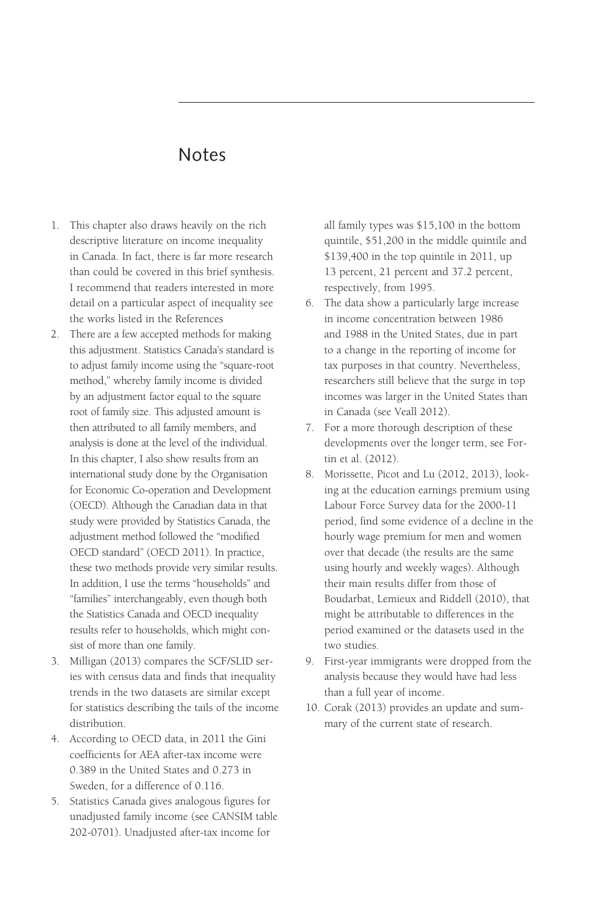## Notes

1. This chapter also draws heavily on the rich descriptive literature on income inequality in Canada. In fact, there is far more research than could be covered in this brief synthesis. I recommend that readers interested in more detail on a particular aspect of inequality see the works listed in the References
2. There are a few accepted methods for making this adjustment. Statistics Canada's standard is to adjust family income using the "square-root method," whereby family income is divided by an adjustment factor equal to the square root of family size. This adjusted amount is then attributed to all family members, and analysis is done at the level of the individual. In this chapter, I also show results from an international study done by the Organisation for Economic Co-operation and Development (OECD). Although the Canadian data in that study were provided by Statistics Canada, the adjustment method followed the "modified OECD standard" (OECD 2011). In practice, these two methods provide very similar results. In addition, I use the terms "households" and "families" interchangeably, even though both the Statistics Canada and OECD inequality results refer to households, which might consist of more than one family.
3. Milligan (2013) compares the SCF/SLID series with census data and finds that inequality trends in the two datasets are similar except for statistics describing the tails of the income distribution.
4. According to OECD data, in 2011 the Gini coefficients for AEA after-tax income were 0.389 in the United States and 0.273 in Sweden, for a difference of 0.116.
5. Statistics Canada gives analogous figures for unadjusted family income (see CANSIM table 202-0701). Unadjusted after-tax income for all family types was $15,100 in the bottom quintile, $51,200 in the middle quintile and $139,400 in the top quintile in 2011, up 13 percent, 21 percent and 37.2 percent, respectively, from 1995.
6. The data show a particularly large increase in income concentration between 1986 and 1988 in the United States, due in part to a change in the reporting of income for tax purposes in that country. Nevertheless, researchers still believe that the surge in top incomes was larger in the United States than in Canada (see Veall 2012).
7. For a more thorough description of these developments over the longer term, see Fortin et al. (2012).
8. Morissette, Picot and Lu (2012, 2013), looking at the education earnings premium using Labour Force Survey data for the 2000-11 period, find some evidence of a decline in the hourly wage premium for men and women over that decade (the results are the same using hourly and weekly wages). Although their main results differ from those of Boudarbat, Lemieux and Riddell (2010), that might be attributable to differences in the period examined or the datasets used in the two studies.
9. First-year immigrants were dropped from the analysis because they would have had less than a full year of income.
10. Corak (2013) provides an update and summary of the current state of research.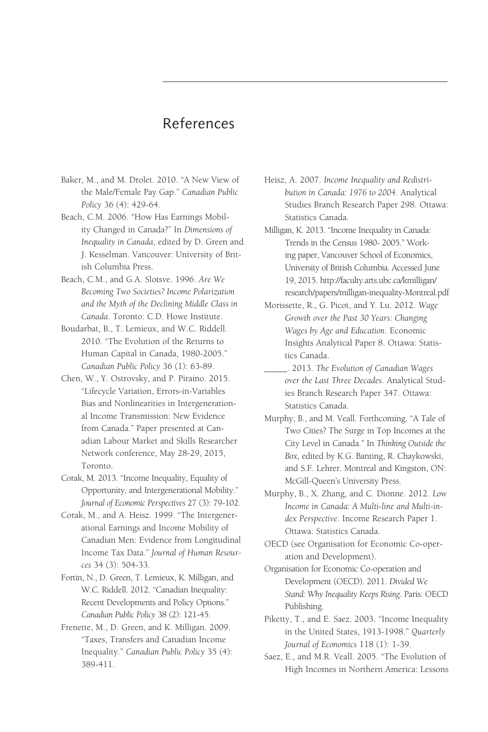# References

Baker, M., and M. Drolet. 2010. "A New View of the Male/Female Pay Gap." *Canadian Public Policy* 36 (4): 429-64.

Beach, C.M. 2006. "How Has Earnings Mobility Changed in Canada?" In *Dimensions of Inequality in Canada*, edited by D. Green and J. Kesselman. Vancouver: University of British Columbia Press.

Beach, C.M., and G.A. Slotsve. 1996. *Are We Becoming Two Societies? Income Polarization and the Myth of the Declining Middle Class in Canada*. Toronto: C.D. Howe Institute.

Boudarbat, B., T. Lemieux, and W.C. Riddell. 2010. "The Evolution of the Returns to Human Capital in Canada, 1980-2005." *Canadian Public Policy* 36 (1): 63-89.

Chen, W., Y. Ostrovsky, and P. Piraino. 2015. "Lifecycle Variation, Errors-in-Variables Bias and Nonlinearities in Intergenerational Income Transmission: New Evidence from Canada." Paper presented at Canadian Labour Market and Skills Researcher Network conference, May 28-29, 2015, Toronto.

Corak, M. 2013. "Income Inequality, Equality of Opportunity, and Intergenerational Mobility." *Journal of Economic Perspectives* 27 (3): 79-102.

Corak, M., and A. Heisz. 1999. "The Intergenerational Earnings and Income Mobility of Canadian Men: Evidence from Longitudinal Income Tax Data." *Journal of Human Resources* 34 (3): 504-33.

Fortin, N., D. Green, T. Lemieux, K. Milligan, and W.C. Riddell. 2012. "Canadian Inequality: Recent Developments and Policy Options." *Canadian Public Policy* 38 (2): 121-45.

Frenette, M., D. Green, and K. Milligan. 2009. "Taxes, Transfers and Canadian Income Inequality." *Canadian Public Policy* 35 (4): 389-411.

Heisz, A. 2007. *Income Inequality and Redistribution in Canada: 1976 to 2004*. Analytical Studies Branch Research Paper 298. Ottawa: Statistics Canada.

Milligan, K. 2013. "Income Inequality in Canada: Trends in the Census 1980- 2005." Working paper, Vancouver School of Economics, University of British Columbia. Accessed June 19, 2015. http://faculty.arts.ubc.ca/kmilligan/research/papers/milligan-inequality-Montreal.pdf

Morissette, R., G. Picot, and Y. Lu. 2012. *Wage Growth over the Past 30 Years: Changing Wages by Age and Education*. Economic Insights Analytical Paper 8. Ottawa: Statistics Canada.

\_\_\_\_\_. 2013. *The Evolution of Canadian Wages over the Last Three Decades*. Analytical Studies Branch Research Paper 347. Ottawa: Statistics Canada.

Murphy, B., and M. Veall. Forthcoming. "A Tale of Two Cities? The Surge in Top Incomes at the City Level in Canada." In *Thinking Outside the Box,* edited by K.G. Banting, R. Chaykowski, and S.F. Lehrer. Montreal and Kingston, ON: McGill-Queen's University Press.

Murphy, B., X. Zhang, and C. Dionne. 2012. *Low Income in Canada: A Multi-line and Multi-index Perspective*. Income Research Paper 1. Ottawa: Statistics Canada.

OECD (see Organisation for Economic Co-operation and Development).

Organisation for Economic Co-operation and Development (OECD). 2011. *Divided We Stand: Why Inequality Keeps Rising*. Paris: OECD Publishing.

Piketty, T., and E. Saez. 2003. "Income Inequality in the United States, 1913-1998." *Quarterly Journal of Economics* 118 (1): 1-39.

Saez, E., and M.R. Veall. 2005. "The Evolution of High Incomes in Northern America: Lessons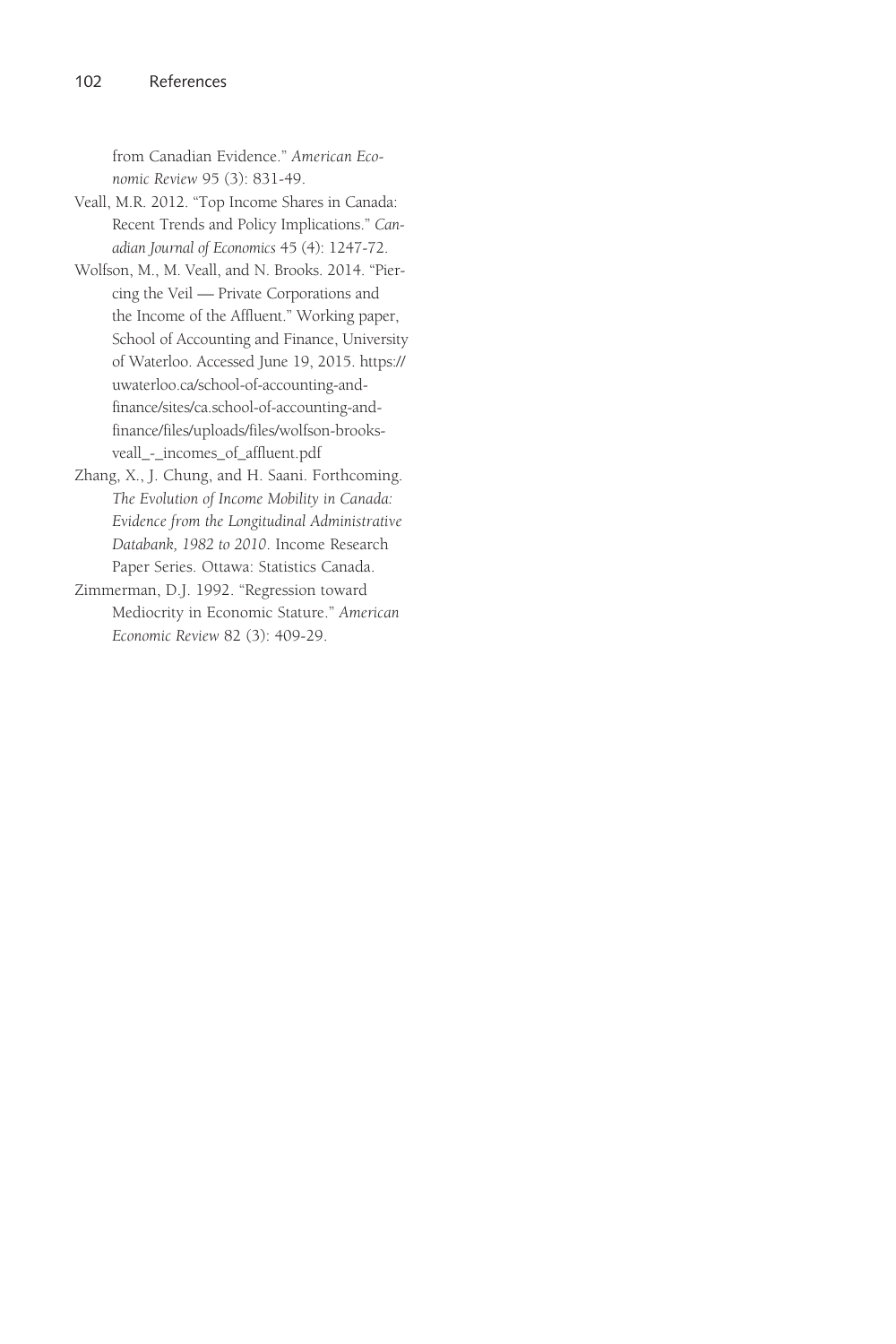from Canadian Evidence." *American Economic Review* 95 (3): 831-49.

Veall, M.R. 2012. "Top Income Shares in Canada: Recent Trends and Policy Implications." *Canadian Journal of Economics* 45 (4): 1247-72.

Wolfson, M., M. Veall, and N. Brooks. 2014. "Piercing the Veil — Private Corporations and the Income of the Affluent." Working paper, School of Accounting and Finance, University of Waterloo. Accessed June 19, 2015. https://uwaterloo.ca/school-of-accounting-and-finance/sites/ca.school-of-accounting-and-finance/files/uploads/files/wolfson-brooks-veall_-_incomes_of_affluent.pdf

Zhang, X., J. Chung, and H. Saani. Forthcoming. *The Evolution of Income Mobility in Canada: Evidence from the Longitudinal Administrative Databank, 1982 to 2010*. Income Research Paper Series. Ottawa: Statistics Canada.

Zimmerman, D.J. 1992. "Regression toward Mediocrity in Economic Stature." *American Economic Review* 82 (3): 409-29.